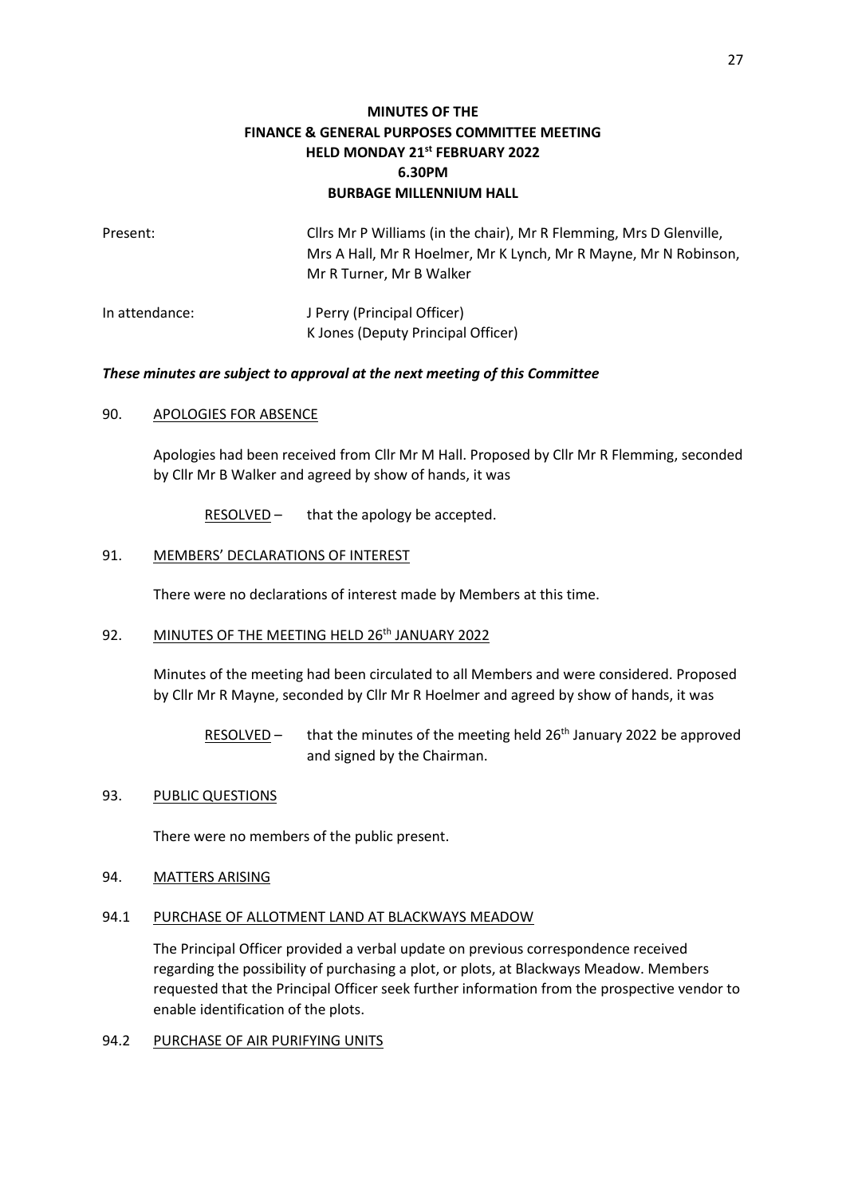# MINUTES OF THE FINANCE & GENERAL PURPOSES COMMITTEE MEETING HELD MONDAY 21st FEBRUARY 2022 6.30PM BURBAGE MILLENNIUM HALL

| | |
|---|---|
| Present: | Cllrs Mr P Williams (in the chair), Mr R Flemming, Mrs D Glenville, Mrs A Hall, Mr R Hoelmer, Mr K Lynch, Mr R Mayne, Mr N Robinson, Mr R Turner, Mr B Walker |
| In attendance: | J Perry (Principal Officer)<br>K Jones (Deputy Principal Officer) |

***These minutes are subject to approval at the next meeting of this Committee***

## 90. APOLOGIES FOR ABSENCE

Apologies had been received from Cllr Mr M Hall. Proposed by Cllr Mr R Flemming, seconded by Cllr Mr B Walker and agreed by show of hands, it was

RESOLVED – that the apology be accepted.

## 91. MEMBERS' DECLARATIONS OF INTEREST

There were no declarations of interest made by Members at this time.

## 92. MINUTES OF THE MEETING HELD 26th JANUARY 2022

Minutes of the meeting had been circulated to all Members and were considered. Proposed by Cllr Mr R Mayne, seconded by Cllr Mr R Hoelmer and agreed by show of hands, it was

RESOLVED – that the minutes of the meeting held 26th January 2022 be approved and signed by the Chairman.

## 93. PUBLIC QUESTIONS

There were no members of the public present.

## 94. MATTERS ARISING

### 94.1 PURCHASE OF ALLOTMENT LAND AT BLACKWAYS MEADOW

The Principal Officer provided a verbal update on previous correspondence received regarding the possibility of purchasing a plot, or plots, at Blackways Meadow. Members requested that the Principal Officer seek further information from the prospective vendor to enable identification of the plots.

### 94.2 PURCHASE OF AIR PURIFYING UNITS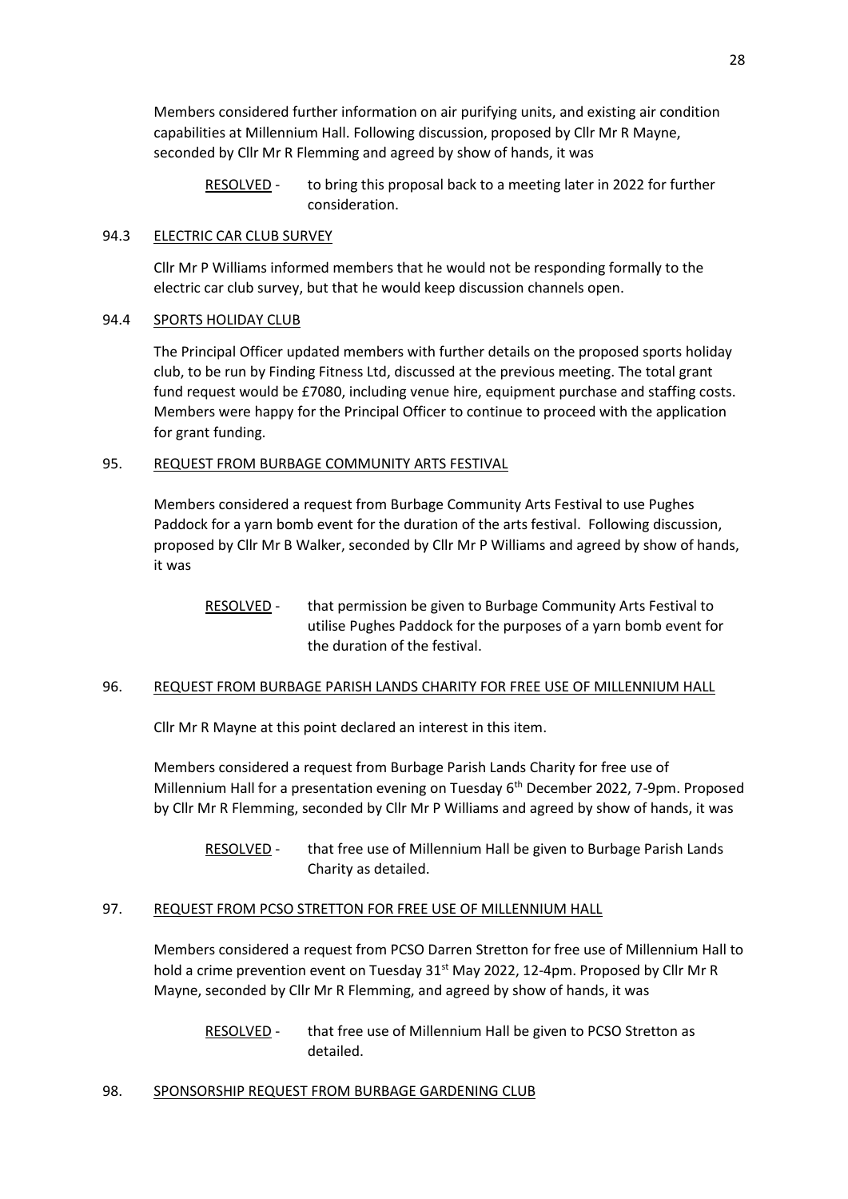Members considered further information on air purifying units, and existing air condition capabilities at Millennium Hall. Following discussion, proposed by Cllr Mr R Mayne, seconded by Cllr Mr R Flemming and agreed by show of hands, it was

RESOLVED - to bring this proposal back to a meeting later in 2022 for further consideration.

### 94.3 ELECTRIC CAR CLUB SURVEY

Cllr Mr P Williams informed members that he would not be responding formally to the electric car club survey, but that he would keep discussion channels open.

### 94.4 SPORTS HOLIDAY CLUB

The Principal Officer updated members with further details on the proposed sports holiday club, to be run by Finding Fitness Ltd, discussed at the previous meeting. The total grant fund request would be £7080, including venue hire, equipment purchase and staffing costs. Members were happy for the Principal Officer to continue to proceed with the application for grant funding.

## 95. REQUEST FROM BURBAGE COMMUNITY ARTS FESTIVAL

Members considered a request from Burbage Community Arts Festival to use Pughes Paddock for a yarn bomb event for the duration of the arts festival. Following discussion, proposed by Cllr Mr B Walker, seconded by Cllr Mr P Williams and agreed by show of hands, it was

RESOLVED - that permission be given to Burbage Community Arts Festival to utilise Pughes Paddock for the purposes of a yarn bomb event for the duration of the festival.

## 96. REQUEST FROM BURBAGE PARISH LANDS CHARITY FOR FREE USE OF MILLENNIUM HALL

Cllr Mr R Mayne at this point declared an interest in this item.

Members considered a request from Burbage Parish Lands Charity for free use of Millennium Hall for a presentation evening on Tuesday 6th December 2022, 7-9pm. Proposed by Cllr Mr R Flemming, seconded by Cllr Mr P Williams and agreed by show of hands, it was

RESOLVED - that free use of Millennium Hall be given to Burbage Parish Lands Charity as detailed.

## 97. REQUEST FROM PCSO STRETTON FOR FREE USE OF MILLENNIUM HALL

Members considered a request from PCSO Darren Stretton for free use of Millennium Hall to hold a crime prevention event on Tuesday 31st May 2022, 12-4pm. Proposed by Cllr Mr R Mayne, seconded by Cllr Mr R Flemming, and agreed by show of hands, it was

RESOLVED - that free use of Millennium Hall be given to PCSO Stretton as detailed.

## 98. SPONSORSHIP REQUEST FROM BURBAGE GARDENING CLUB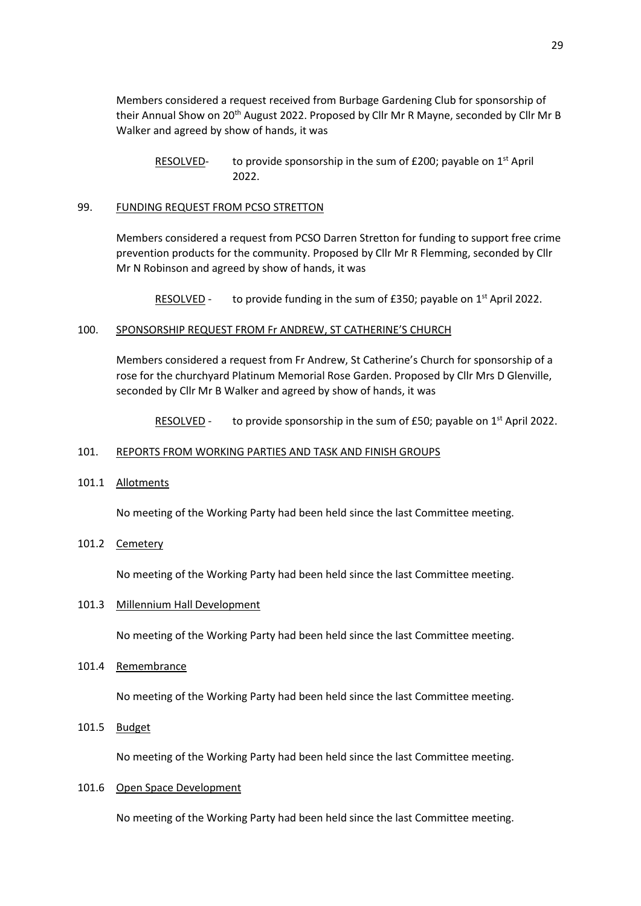Members considered a request received from Burbage Gardening Club for sponsorship of their Annual Show on 20th August 2022. Proposed by Cllr Mr R Mayne, seconded by Cllr Mr B Walker and agreed by show of hands, it was

> RESOLVED- to provide sponsorship in the sum of £200; payable on 1st April 2022.

## 99. FUNDING REQUEST FROM PCSO STRETTON

Members considered a request from PCSO Darren Stretton for funding to support free crime prevention products for the community. Proposed by Cllr Mr R Flemming, seconded by Cllr Mr N Robinson and agreed by show of hands, it was

> RESOLVED - to provide funding in the sum of £350; payable on 1st April 2022.

## 100. SPONSORSHIP REQUEST FROM Fr ANDREW, ST CATHERINE'S CHURCH

Members considered a request from Fr Andrew, St Catherine's Church for sponsorship of a rose for the churchyard Platinum Memorial Rose Garden. Proposed by Cllr Mrs D Glenville, seconded by Cllr Mr B Walker and agreed by show of hands, it was

> RESOLVED - to provide sponsorship in the sum of £50; payable on 1st April 2022.

## 101. REPORTS FROM WORKING PARTIES AND TASK AND FINISH GROUPS

### 101.1 Allotments

No meeting of the Working Party had been held since the last Committee meeting.

### 101.2 Cemetery

No meeting of the Working Party had been held since the last Committee meeting.

### 101.3 Millennium Hall Development

No meeting of the Working Party had been held since the last Committee meeting.

### 101.4 Remembrance

No meeting of the Working Party had been held since the last Committee meeting.

### 101.5 Budget

No meeting of the Working Party had been held since the last Committee meeting.

### 101.6 Open Space Development

No meeting of the Working Party had been held since the last Committee meeting.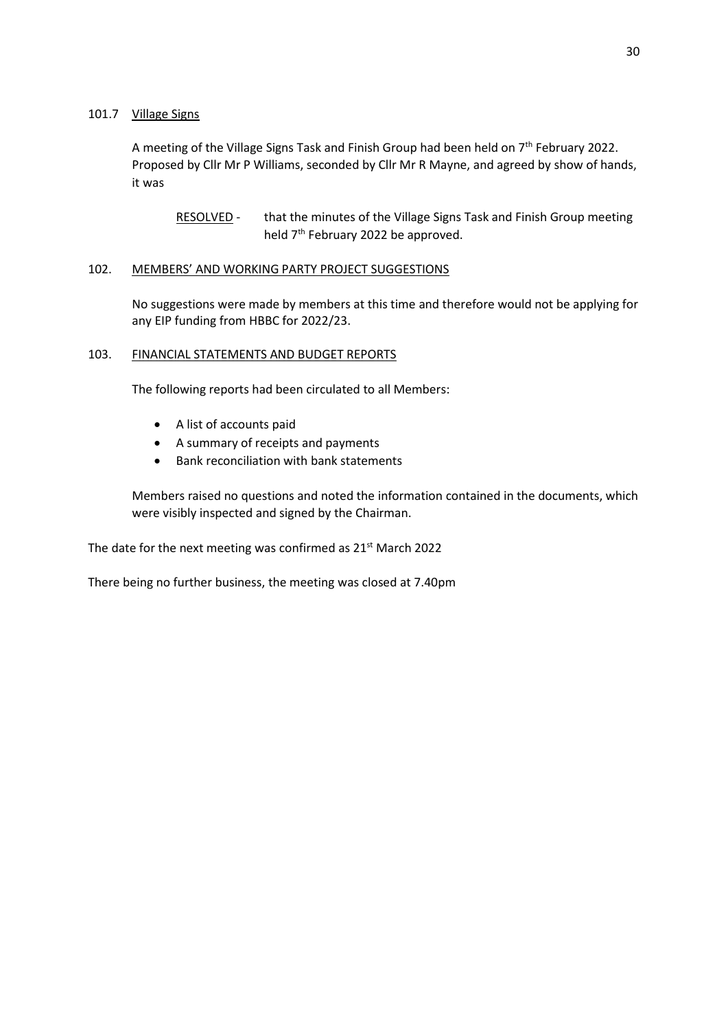101.7 <u>Village Signs</u>

A meeting of the Village Signs Task and Finish Group had been held on 7th February 2022. Proposed by Cllr Mr P Williams, seconded by Cllr Mr R Mayne, and agreed by show of hands, it was

<u>RESOLVED</u> - that the minutes of the Village Signs Task and Finish Group meeting held 7th February 2022 be approved.

102. <u>MEMBERS' AND WORKING PARTY PROJECT SUGGESTIONS</u>

No suggestions were made by members at this time and therefore would not be applying for any EIP funding from HBBC for 2022/23.

103. <u>FINANCIAL STATEMENTS AND BUDGET REPORTS</u>

The following reports had been circulated to all Members:

- A list of accounts paid
- A summary of receipts and payments
- Bank reconciliation with bank statements

Members raised no questions and noted the information contained in the documents, which were visibly inspected and signed by the Chairman.

The date for the next meeting was confirmed as 21st March 2022

There being no further business, the meeting was closed at 7.40pm